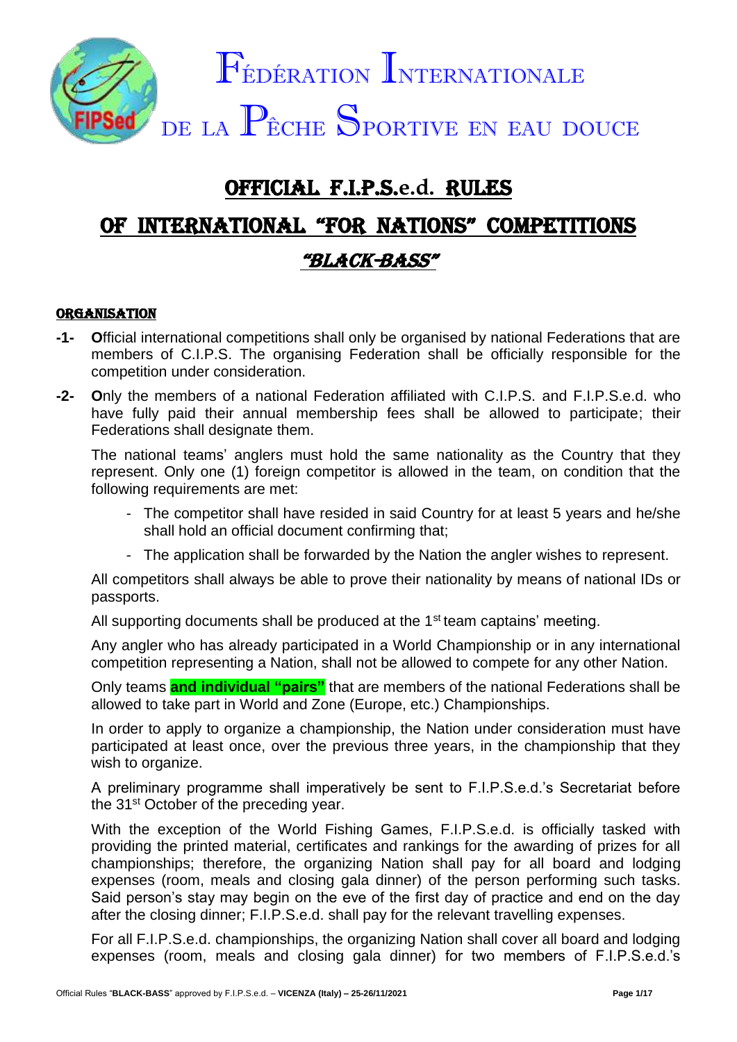# Fédération Internationale de la Pêche Sportive en Eau Douce

# OFFICIAL F.I.P.S.e.d. RULES

# OF INTERNATIONAL "FOR NATIONS" COMPETITIONS

## *"BLACK-BASS"*

### ORGANISATION

**-1-** **O**fficial international competitions shall only be organised by national Federations that are members of C.I.P.S. The organising Federation shall be officially responsible for the competition under consideration.

**-2-** **O**nly the members of a national Federation affiliated with C.I.P.S. and F.I.P.S.e.d. who have fully paid their annual membership fees shall be allowed to participate; their Federations shall designate them.

The national teams' anglers must hold the same nationality as the Country that they represent. Only one (1) foreign competitor is allowed in the team, on condition that the following requirements are met:

- The competitor shall have resided in said Country for at least 5 years and he/she shall hold an official document confirming that;
- The application shall be forwarded by the Nation the angler wishes to represent.

All competitors shall always be able to prove their nationality by means of national IDs or passports.

All supporting documents shall be produced at the 1st team captains' meeting.

Any angler who has already participated in a World Championship or in any international competition representing a Nation, shall not be allowed to compete for any other Nation.

Only teams **and individual "pairs"** that are members of the national Federations shall be allowed to take part in World and Zone (Europe, etc.) Championships.

In order to apply to organize a championship, the Nation under consideration must have participated at least once, over the previous three years, in the championship that they wish to organize.

A preliminary programme shall imperatively be sent to F.I.P.S.e.d.'s Secretariat before the 31st October of the preceding year.

With the exception of the World Fishing Games, F.I.P.S.e.d. is officially tasked with providing the printed material, certificates and rankings for the awarding of prizes for all championships; therefore, the organizing Nation shall pay for all board and lodging expenses (room, meals and closing gala dinner) of the person performing such tasks. Said person's stay may begin on the eve of the first day of practice and end on the day after the closing dinner; F.I.P.S.e.d. shall pay for the relevant travelling expenses.

For all F.I.P.S.e.d. championships, the organizing Nation shall cover all board and lodging expenses (room, meals and closing gala dinner) for two members of F.I.P.S.e.d.'s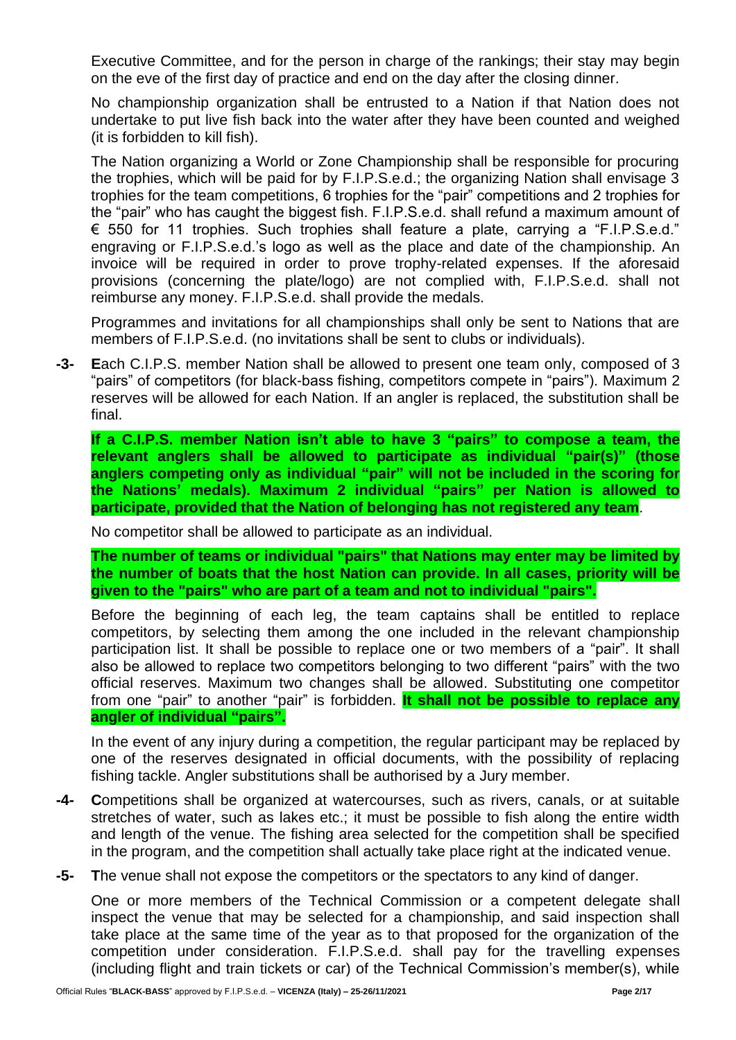Executive Committee, and for the person in charge of the rankings; their stay may begin on the eve of the first day of practice and end on the day after the closing dinner.

No championship organization shall be entrusted to a Nation if that Nation does not undertake to put live fish back into the water after they have been counted and weighed (it is forbidden to kill fish).

The Nation organizing a World or Zone Championship shall be responsible for procuring the trophies, which will be paid for by F.I.P.S.e.d.; the organizing Nation shall envisage 3 trophies for the team competitions, 6 trophies for the "pair" competitions and 2 trophies for the "pair" who has caught the biggest fish. F.I.P.S.e.d. shall refund a maximum amount of € 550 for 11 trophies. Such trophies shall feature a plate, carrying a "F.I.P.S.e.d." engraving or F.I.P.S.e.d.'s logo as well as the place and date of the championship. An invoice will be required in order to prove trophy-related expenses. If the aforesaid provisions (concerning the plate/logo) are not complied with, F.I.P.S.e.d. shall not reimburse any money. F.I.P.S.e.d. shall provide the medals.

Programmes and invitations for all championships shall only be sent to Nations that are members of F.I.P.S.e.d. (no invitations shall be sent to clubs or individuals).

**-3-** **E**ach C.I.P.S. member Nation shall be allowed to present one team only, composed of 3 "pairs" of competitors (for black-bass fishing, competitors compete in "pairs"). Maximum 2 reserves will be allowed for each Nation. If an angler is replaced, the substitution shall be final.

**If a C.I.P.S. member Nation isn't able to have 3 "pairs" to compose a team, the relevant anglers shall be allowed to participate as individual "pair(s)" (those anglers competing only as individual "pair" will not be included in the scoring for the Nations' medals). Maximum 2 individual "pairs" per Nation is allowed to participate, provided that the Nation of belonging has not registered any team**.

No competitor shall be allowed to participate as an individual.

**The number of teams or individual "pairs" that Nations may enter may be limited by the number of boats that the host Nation can provide. In all cases, priority will be given to the "pairs" who are part of a team and not to individual "pairs".**

Before the beginning of each leg, the team captains shall be entitled to replace competitors, by selecting them among the one included in the relevant championship participation list. It shall be possible to replace one or two members of a "pair". It shall also be allowed to replace two competitors belonging to two different "pairs" with the two official reserves. Maximum two changes shall be allowed. Substituting one competitor from one "pair" to another "pair" is forbidden. **It shall not be possible to replace any angler of individual "pairs".**

In the event of any injury during a competition, the regular participant may be replaced by one of the reserves designated in official documents, with the possibility of replacing fishing tackle. Angler substitutions shall be authorised by a Jury member.

**-4-** **C**ompetitions shall be organized at watercourses, such as rivers, canals, or at suitable stretches of water, such as lakes etc.; it must be possible to fish along the entire width and length of the venue. The fishing area selected for the competition shall be specified in the program, and the competition shall actually take place right at the indicated venue.

**-5-** **T**he venue shall not expose the competitors or the spectators to any kind of danger.

One or more members of the Technical Commission or a competent delegate shall inspect the venue that may be selected for a championship, and said inspection shall take place at the same time of the year as to that proposed for the organization of the competition under consideration. F.I.P.S.e.d. shall pay for the travelling expenses (including flight and train tickets or car) of the Technical Commission's member(s), while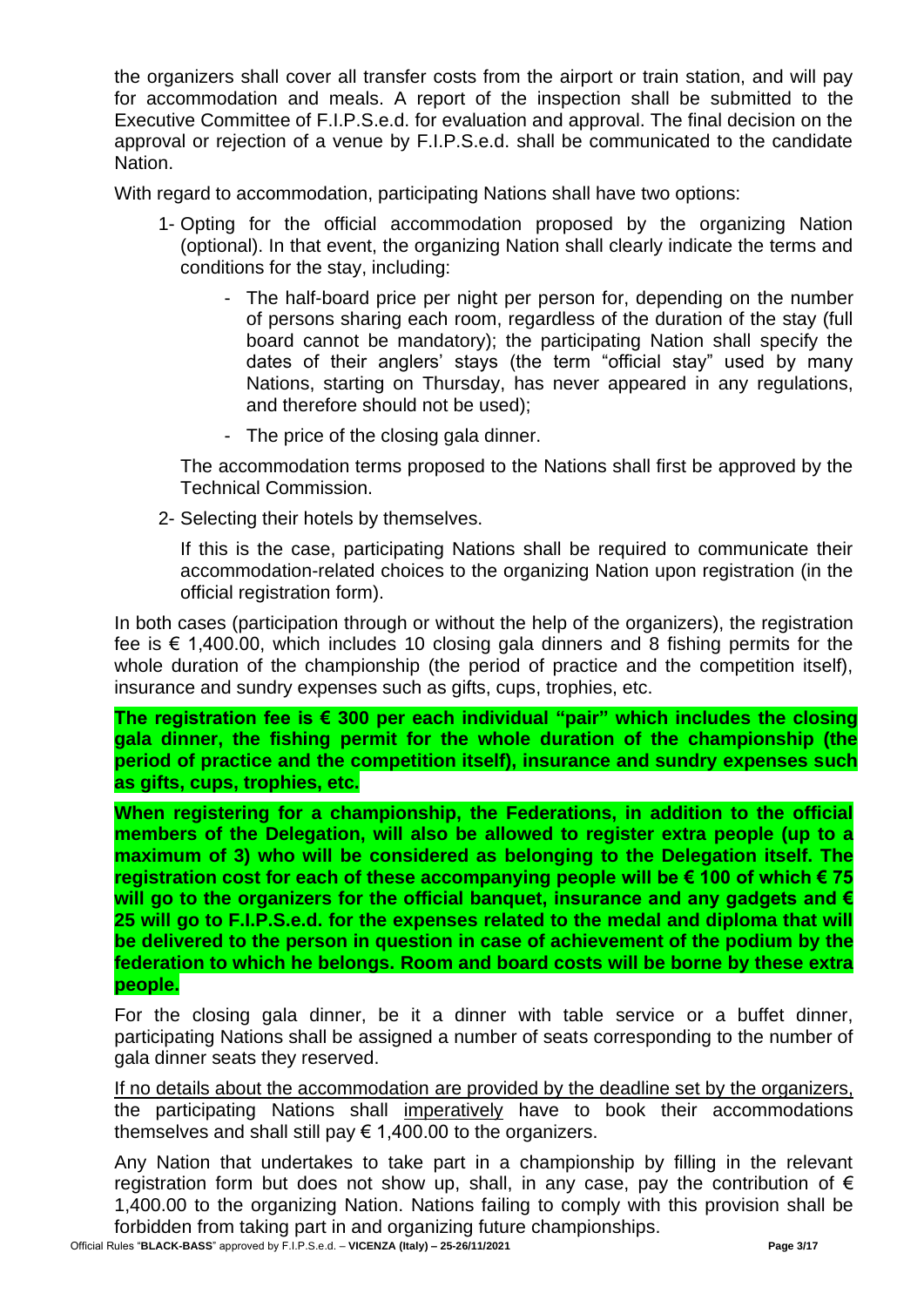the organizers shall cover all transfer costs from the airport or train station, and will pay for accommodation and meals. A report of the inspection shall be submitted to the Executive Committee of F.I.P.S.e.d. for evaluation and approval. The final decision on the approval or rejection of a venue by F.I.P.S.e.d. shall be communicated to the candidate Nation.

With regard to accommodation, participating Nations shall have two options:

1- Opting for the official accommodation proposed by the organizing Nation (optional). In that event, the organizing Nation shall clearly indicate the terms and conditions for the stay, including:

   - The half-board price per night per person for, depending on the number of persons sharing each room, regardless of the duration of the stay (full board cannot be mandatory); the participating Nation shall specify the dates of their anglers' stays (the term "official stay" used by many Nations, starting on Thursday, has never appeared in any regulations, and therefore should not be used);
   - The price of the closing gala dinner.

   The accommodation terms proposed to the Nations shall first be approved by the Technical Commission.

2- Selecting their hotels by themselves.

   If this is the case, participating Nations shall be required to communicate their accommodation-related choices to the organizing Nation upon registration (in the official registration form).

In both cases (participation through or without the help of the organizers), the registration fee is € 1,400.00, which includes 10 closing gala dinners and 8 fishing permits for the whole duration of the championship (the period of practice and the competition itself), insurance and sundry expenses such as gifts, cups, trophies, etc.

**The registration fee is € 300 per each individual "pair" which includes the closing gala dinner, the fishing permit for the whole duration of the championship (the period of practice and the competition itself), insurance and sundry expenses such as gifts, cups, trophies, etc.**

**When registering for a championship, the Federations, in addition to the official members of the Delegation, will also be allowed to register extra people (up to a maximum of 3) who will be considered as belonging to the Delegation itself. The registration cost for each of these accompanying people will be € 100 of which € 75 will go to the organizers for the official banquet, insurance and any gadgets and € 25 will go to F.I.P.S.e.d. for the expenses related to the medal and diploma that will be delivered to the person in question in case of achievement of the podium by the federation to which he belongs. Room and board costs will be borne by these extra people.**

For the closing gala dinner, be it a dinner with table service or a buffet dinner, participating Nations shall be assigned a number of seats corresponding to the number of gala dinner seats they reserved.

<u>If no details about the accommodation are provided by the deadline set by the organizers,</u> the participating Nations shall <u>imperatively</u> have to book their accommodations themselves and shall still pay € 1,400.00 to the organizers.

Any Nation that undertakes to take part in a championship by filling in the relevant registration form but does not show up, shall, in any case, pay the contribution of € 1,400.00 to the organizing Nation. Nations failing to comply with this provision shall be forbidden from taking part in and organizing future championships.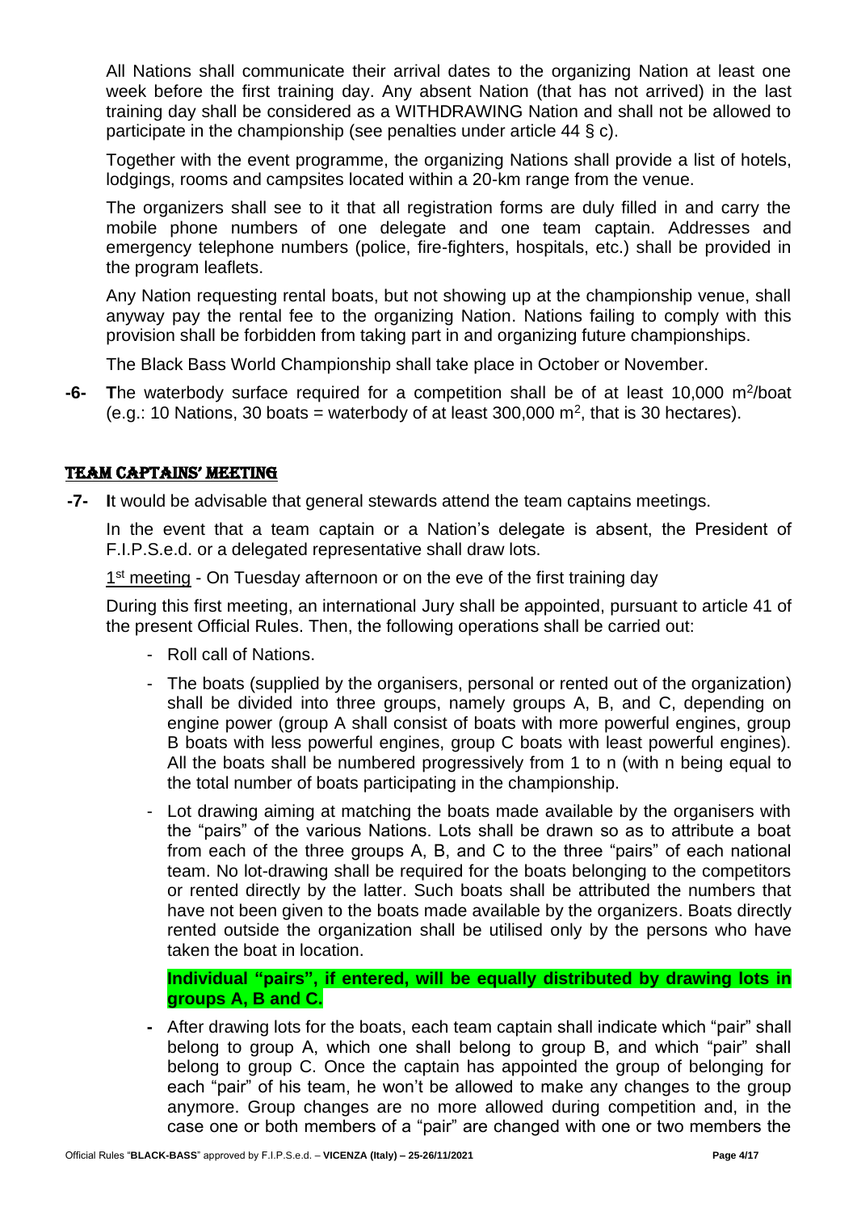All Nations shall communicate their arrival dates to the organizing Nation at least one week before the first training day. Any absent Nation (that has not arrived) in the last training day shall be considered as a WITHDRAWING Nation and shall not be allowed to participate in the championship (see penalties under article 44 § c).

Together with the event programme, the organizing Nations shall provide a list of hotels, lodgings, rooms and campsites located within a 20-km range from the venue.

The organizers shall see to it that all registration forms are duly filled in and carry the mobile phone numbers of one delegate and one team captain. Addresses and emergency telephone numbers (police, fire-fighters, hospitals, etc.) shall be provided in the program leaflets.

Any Nation requesting rental boats, but not showing up at the championship venue, shall anyway pay the rental fee to the organizing Nation. Nations failing to comply with this provision shall be forbidden from taking part in and organizing future championships.

The Black Bass World Championship shall take place in October or November.

**-6-** **T**he waterbody surface required for a competition shall be of at least 10,000 $m^2$/boat (e.g.: 10 Nations, 30 boats = waterbody of at least 300,000 $m^2$, that is 30 hectares).

## TEAM CAPTAINS' MEETING

**-7-** **I**t would be advisable that general stewards attend the team captains meetings.

In the event that a team captain or a Nation's delegate is absent, the President of F.I.P.S.e.d. or a delegated representative shall draw lots.

1st meeting - On Tuesday afternoon or on the eve of the first training day

During this first meeting, an international Jury shall be appointed, pursuant to article 41 of the present Official Rules. Then, the following operations shall be carried out:

- Roll call of Nations.
- The boats (supplied by the organisers, personal or rented out of the organization) shall be divided into three groups, namely groups A, B, and C, depending on engine power (group A shall consist of boats with more powerful engines, group B boats with less powerful engines, group C boats with least powerful engines). All the boats shall be numbered progressively from 1 to n (with n being equal to the total number of boats participating in the championship.
- Lot drawing aiming at matching the boats made available by the organisers with the "pairs" of the various Nations. Lots shall be drawn so as to attribute a boat from each of the three groups A, B, and C to the three "pairs" of each national team. No lot-drawing shall be required for the boats belonging to the competitors or rented directly by the latter. Such boats shall be attributed the numbers that have not been given to the boats made available by the organizers. Boats directly rented outside the organization shall be utilised only by the persons who have taken the boat in location.

  **Individual "pairs", if entered, will be equally distributed by drawing lots in groups A, B and C.**

- After drawing lots for the boats, each team captain shall indicate which "pair" shall belong to group A, which one shall belong to group B, and which "pair" shall belong to group C. Once the captain has appointed the group of belonging for each "pair" of his team, he won't be allowed to make any changes to the group anymore. Group changes are no more allowed during competition and, in the case one or both members of a "pair" are changed with one or two members the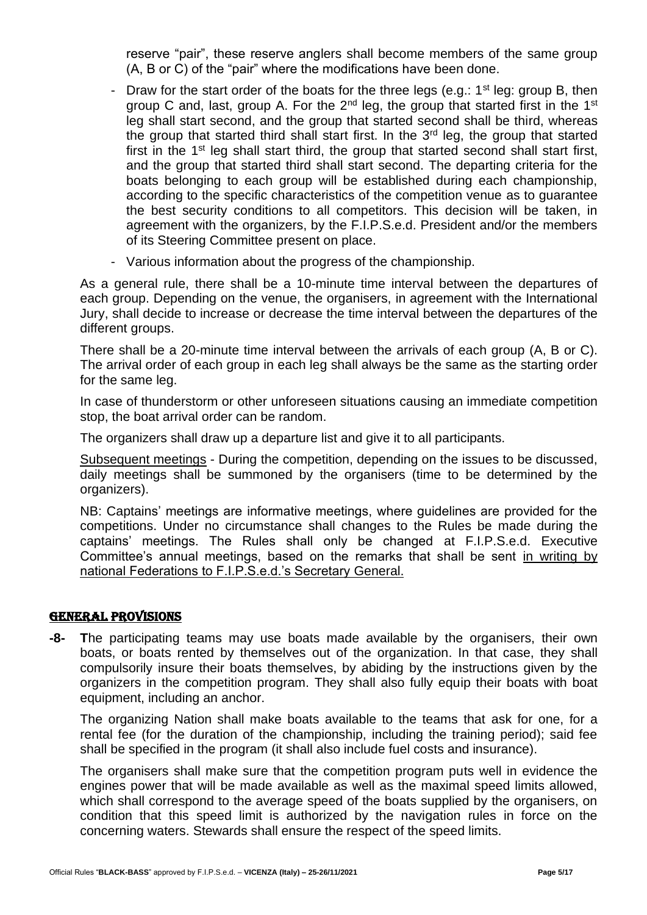reserve "pair", these reserve anglers shall become members of the same group (A, B or C) of the "pair" where the modifications have been done.

- Draw for the start order of the boats for the three legs (e.g.: 1st leg: group B, then group C and, last, group A. For the 2nd leg, the group that started first in the 1st leg shall start second, and the group that started second shall be third, whereas the group that started third shall start first. In the 3rd leg, the group that started first in the 1st leg shall start third, the group that started second shall start first, and the group that started third shall start second. The departing criteria for the boats belonging to each group will be established during each championship, according to the specific characteristics of the competition venue as to guarantee the best security conditions to all competitors. This decision will be taken, in agreement with the organizers, by the F.I.P.S.e.d. President and/or the members of its Steering Committee present on place.
- Various information about the progress of the championship.

As a general rule, there shall be a 10-minute time interval between the departures of each group. Depending on the venue, the organisers, in agreement with the International Jury, shall decide to increase or decrease the time interval between the departures of the different groups.

There shall be a 20-minute time interval between the arrivals of each group (A, B or C). The arrival order of each group in each leg shall always be the same as the starting order for the same leg.

In case of thunderstorm or other unforeseen situations causing an immediate competition stop, the boat arrival order can be random.

The organizers shall draw up a departure list and give it to all participants.

Subsequent meetings - During the competition, depending on the issues to be discussed, daily meetings shall be summoned by the organisers (time to be determined by the organizers).

NB: Captains' meetings are informative meetings, where guidelines are provided for the competitions. Under no circumstance shall changes to the Rules be made during the captains' meetings. The Rules shall only be changed at F.I.P.S.e.d. Executive Committee's annual meetings, based on the remarks that shall be sent in writing by national Federations to F.I.P.S.e.d.'s Secretary General.

## GENERAL PROVISIONS

**-8-** **T**he participating teams may use boats made available by the organisers, their own boats, or boats rented by themselves out of the organization. In that case, they shall compulsorily insure their boats themselves, by abiding by the instructions given by the organizers in the competition program. They shall also fully equip their boats with boat equipment, including an anchor.

The organizing Nation shall make boats available to the teams that ask for one, for a rental fee (for the duration of the championship, including the training period); said fee shall be specified in the program (it shall also include fuel costs and insurance).

The organisers shall make sure that the competition program puts well in evidence the engines power that will be made available as well as the maximal speed limits allowed, which shall correspond to the average speed of the boats supplied by the organisers, on condition that this speed limit is authorized by the navigation rules in force on the concerning waters. Stewards shall ensure the respect of the speed limits.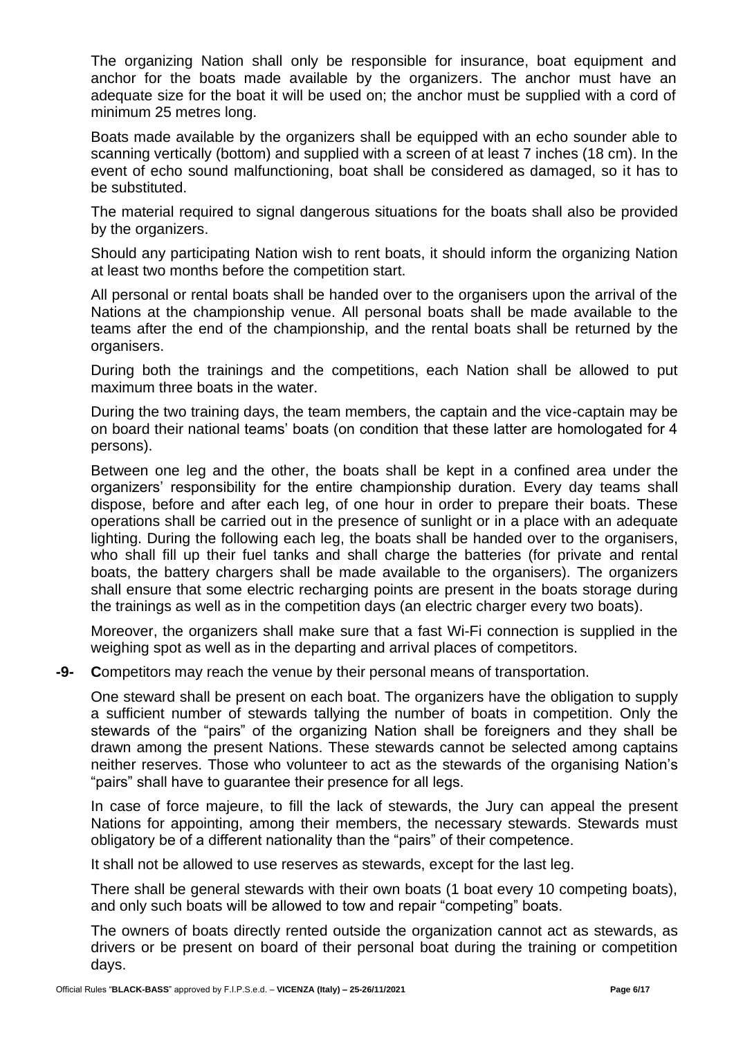The organizing Nation shall only be responsible for insurance, boat equipment and anchor for the boats made available by the organizers. The anchor must have an adequate size for the boat it will be used on; the anchor must be supplied with a cord of minimum 25 metres long.

Boats made available by the organizers shall be equipped with an echo sounder able to scanning vertically (bottom) and supplied with a screen of at least 7 inches (18 cm). In the event of echo sound malfunctioning, boat shall be considered as damaged, so it has to be substituted.

The material required to signal dangerous situations for the boats shall also be provided by the organizers.

Should any participating Nation wish to rent boats, it should inform the organizing Nation at least two months before the competition start.

All personal or rental boats shall be handed over to the organisers upon the arrival of the Nations at the championship venue. All personal boats shall be made available to the teams after the end of the championship, and the rental boats shall be returned by the organisers.

During both the trainings and the competitions, each Nation shall be allowed to put maximum three boats in the water.

During the two training days, the team members, the captain and the vice-captain may be on board their national teams' boats (on condition that these latter are homologated for 4 persons).

Between one leg and the other, the boats shall be kept in a confined area under the organizers' responsibility for the entire championship duration. Every day teams shall dispose, before and after each leg, of one hour in order to prepare their boats. These operations shall be carried out in the presence of sunlight or in a place with an adequate lighting. During the following each leg, the boats shall be handed over to the organisers, who shall fill up their fuel tanks and shall charge the batteries (for private and rental boats, the battery chargers shall be made available to the organisers). The organizers shall ensure that some electric recharging points are present in the boats storage during the trainings as well as in the competition days (an electric charger every two boats).

Moreover, the organizers shall make sure that a fast Wi-Fi connection is supplied in the weighing spot as well as in the departing and arrival places of competitors.

**-9-** **C**ompetitors may reach the venue by their personal means of transportation.

One steward shall be present on each boat. The organizers have the obligation to supply a sufficient number of stewards tallying the number of boats in competition. Only the stewards of the "pairs" of the organizing Nation shall be foreigners and they shall be drawn among the present Nations. These stewards cannot be selected among captains neither reserves. Those who volunteer to act as the stewards of the organising Nation's "pairs" shall have to guarantee their presence for all legs.

In case of force majeure, to fill the lack of stewards, the Jury can appeal the present Nations for appointing, among their members, the necessary stewards. Stewards must obligatory be of a different nationality than the "pairs" of their competence.

It shall not be allowed to use reserves as stewards, except for the last leg.

There shall be general stewards with their own boats (1 boat every 10 competing boats), and only such boats will be allowed to tow and repair "competing" boats.

The owners of boats directly rented outside the organization cannot act as stewards, as drivers or be present on board of their personal boat during the training or competition days.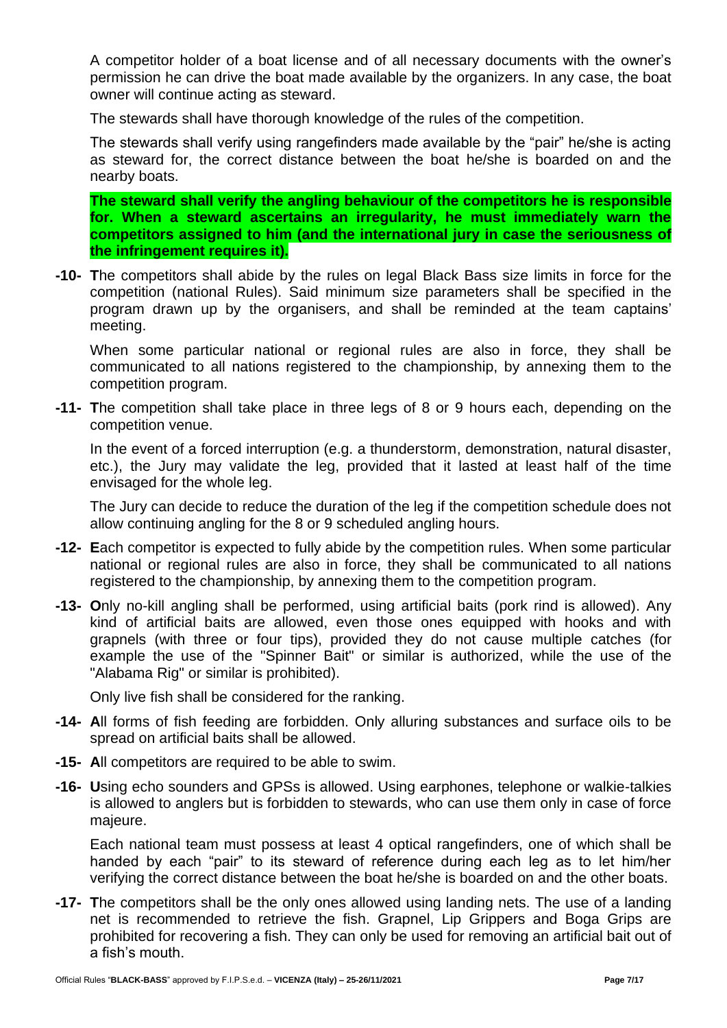A competitor holder of a boat license and of all necessary documents with the owner's permission he can drive the boat made available by the organizers. In any case, the boat owner will continue acting as steward.

The stewards shall have thorough knowledge of the rules of the competition.

The stewards shall verify using rangefinders made available by the "pair" he/she is acting as steward for, the correct distance between the boat he/she is boarded on and the nearby boats.

**The steward shall verify the angling behaviour of the competitors he is responsible for. When a steward ascertains an irregularity, he must immediately warn the competitors assigned to him (and the international jury in case the seriousness of the infringement requires it).**

**-10- T**he competitors shall abide by the rules on legal Black Bass size limits in force for the competition (national Rules). Said minimum size parameters shall be specified in the program drawn up by the organisers, and shall be reminded at the team captains' meeting.

When some particular national or regional rules are also in force, they shall be communicated to all nations registered to the championship, by annexing them to the competition program.

**-11- T**he competition shall take place in three legs of 8 or 9 hours each, depending on the competition venue.

In the event of a forced interruption (e.g. a thunderstorm, demonstration, natural disaster, etc.), the Jury may validate the leg, provided that it lasted at least half of the time envisaged for the whole leg.

The Jury can decide to reduce the duration of the leg if the competition schedule does not allow continuing angling for the 8 or 9 scheduled angling hours.

**-12- E**ach competitor is expected to fully abide by the competition rules. When some particular national or regional rules are also in force, they shall be communicated to all nations registered to the championship, by annexing them to the competition program.

**-13- O**nly no-kill angling shall be performed, using artificial baits (pork rind is allowed). Any kind of artificial baits are allowed, even those ones equipped with hooks and with grapnels (with three or four tips), provided they do not cause multiple catches (for example the use of the "Spinner Bait" or similar is authorized, while the use of the "Alabama Rig" or similar is prohibited).

Only live fish shall be considered for the ranking.

**-14- A**ll forms of fish feeding are forbidden. Only alluring substances and surface oils to be spread on artificial baits shall be allowed.

**-15- A**ll competitors are required to be able to swim.

**-16- U**sing echo sounders and GPSs is allowed. Using earphones, telephone or walkie-talkies is allowed to anglers but is forbidden to stewards, who can use them only in case of force majeure.

Each national team must possess at least 4 optical rangefinders, one of which shall be handed by each "pair" to its steward of reference during each leg as to let him/her verifying the correct distance between the boat he/she is boarded on and the other boats.

**-17- T**he competitors shall be the only ones allowed using landing nets. The use of a landing net is recommended to retrieve the fish. Grapnel, Lip Grippers and Boga Grips are prohibited for recovering a fish. They can only be used for removing an artificial bait out of a fish's mouth.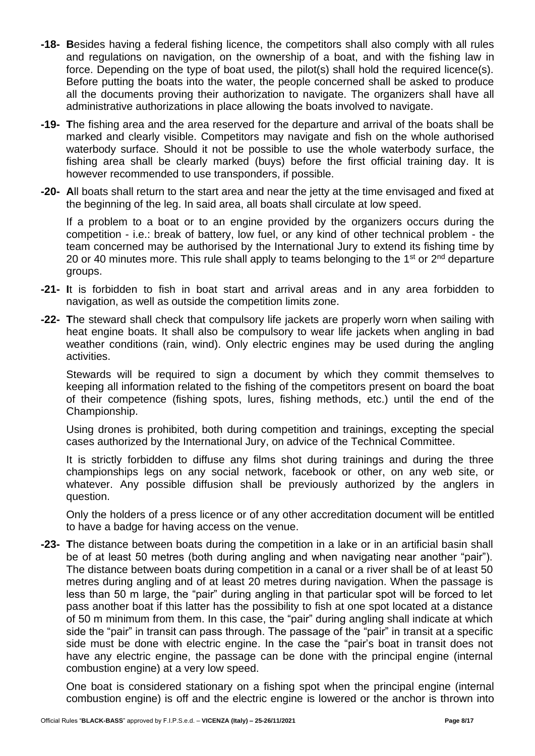**-18- B**esides having a federal fishing licence, the competitors shall also comply with all rules and regulations on navigation, on the ownership of a boat, and with the fishing law in force. Depending on the type of boat used, the pilot(s) shall hold the required licence(s). Before putting the boats into the water, the people concerned shall be asked to produce all the documents proving their authorization to navigate. The organizers shall have all administrative authorizations in place allowing the boats involved to navigate.

**-19- T**he fishing area and the area reserved for the departure and arrival of the boats shall be marked and clearly visible. Competitors may navigate and fish on the whole authorised waterbody surface. Should it not be possible to use the whole waterbody surface, the fishing area shall be clearly marked (buys) before the first official training day. It is however recommended to use transponders, if possible.

**-20- A**ll boats shall return to the start area and near the jetty at the time envisaged and fixed at the beginning of the leg. In said area, all boats shall circulate at low speed.

If a problem to a boat or to an engine provided by the organizers occurs during the competition - i.e.: break of battery, low fuel, or any kind of other technical problem - the team concerned may be authorised by the International Jury to extend its fishing time by 20 or 40 minutes more. This rule shall apply to teams belonging to the 1st or 2nd departure groups.

**-21- I**t is forbidden to fish in boat start and arrival areas and in any area forbidden to navigation, as well as outside the competition limits zone.

**-22- T**he steward shall check that compulsory life jackets are properly worn when sailing with heat engine boats. It shall also be compulsory to wear life jackets when angling in bad weather conditions (rain, wind). Only electric engines may be used during the angling activities.

Stewards will be required to sign a document by which they commit themselves to keeping all information related to the fishing of the competitors present on board the boat of their competence (fishing spots, lures, fishing methods, etc.) until the end of the Championship.

Using drones is prohibited, both during competition and trainings, excepting the special cases authorized by the International Jury, on advice of the Technical Committee.

It is strictly forbidden to diffuse any films shot during trainings and during the three championships legs on any social network, facebook or other, on any web site, or whatever. Any possible diffusion shall be previously authorized by the anglers in question.

Only the holders of a press licence or of any other accreditation document will be entitled to have a badge for having access on the venue.

**-23- T**he distance between boats during the competition in a lake or in an artificial basin shall be of at least 50 metres (both during angling and when navigating near another "pair"). The distance between boats during competition in a canal or a river shall be of at least 50 metres during angling and of at least 20 metres during navigation. When the passage is less than 50 m large, the "pair" during angling in that particular spot will be forced to let pass another boat if this latter has the possibility to fish at one spot located at a distance of 50 m minimum from them. In this case, the "pair" during angling shall indicate at which side the "pair" in transit can pass through. The passage of the "pair" in transit at a specific side must be done with electric engine. In the case the "pair's boat in transit does not have any electric engine, the passage can be done with the principal engine (internal combustion engine) at a very low speed.

One boat is considered stationary on a fishing spot when the principal engine (internal combustion engine) is off and the electric engine is lowered or the anchor is thrown into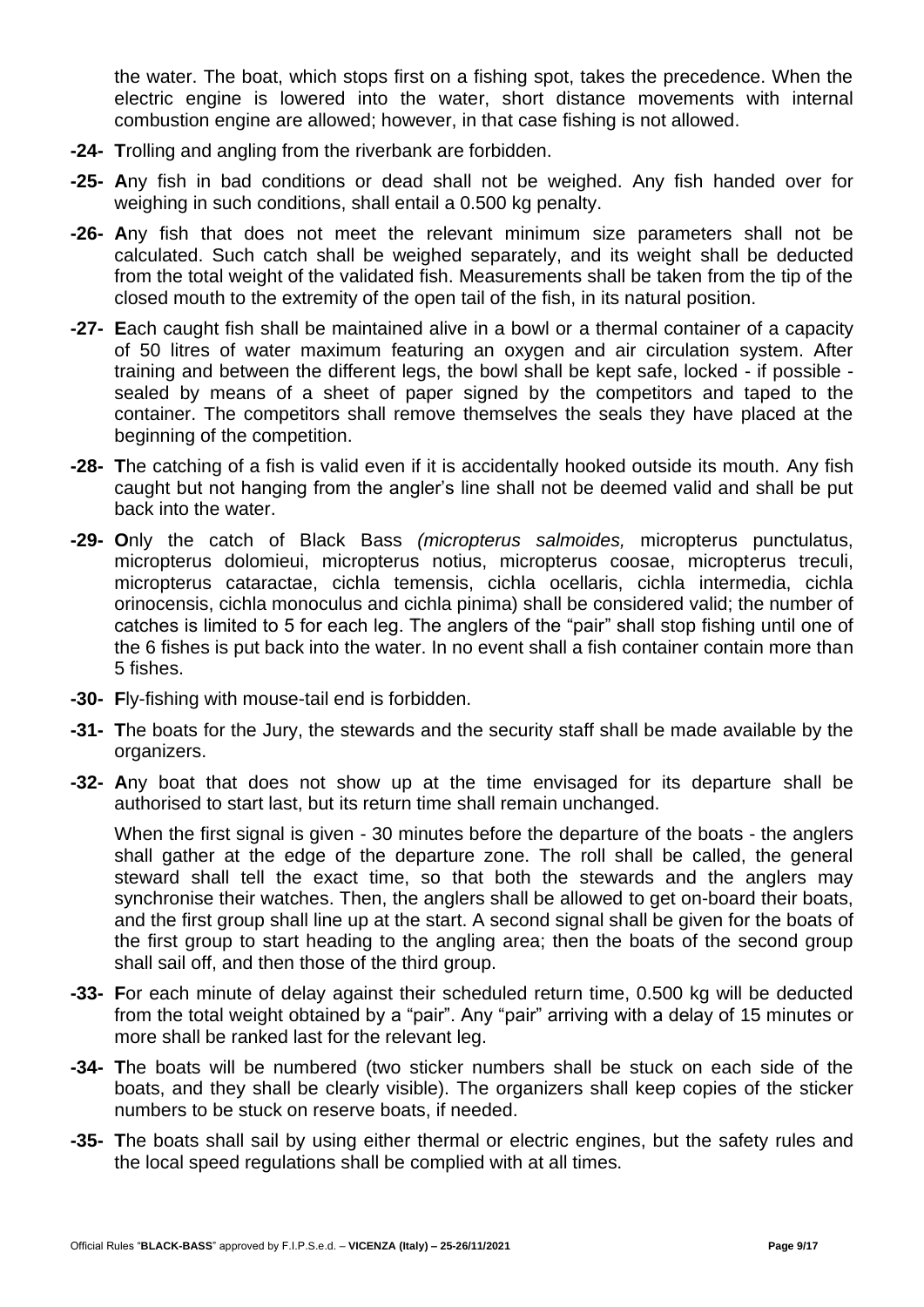the water. The boat, which stops first on a fishing spot, takes the precedence. When the electric engine is lowered into the water, short distance movements with internal combustion engine are allowed; however, in that case fishing is not allowed.

**-24- T**rolling and angling from the riverbank are forbidden.

**-25- A**ny fish in bad conditions or dead shall not be weighed. Any fish handed over for weighing in such conditions, shall entail a 0.500 kg penalty.

**-26- A**ny fish that does not meet the relevant minimum size parameters shall not be calculated. Such catch shall be weighed separately, and its weight shall be deducted from the total weight of the validated fish. Measurements shall be taken from the tip of the closed mouth to the extremity of the open tail of the fish, in its natural position.

**-27- E**ach caught fish shall be maintained alive in a bowl or a thermal container of a capacity of 50 litres of water maximum featuring an oxygen and air circulation system. After training and between the different legs, the bowl shall be kept safe, locked - if possible - sealed by means of a sheet of paper signed by the competitors and taped to the container. The competitors shall remove themselves the seals they have placed at the beginning of the competition.

**-28- T**he catching of a fish is valid even if it is accidentally hooked outside its mouth. Any fish caught but not hanging from the angler's line shall not be deemed valid and shall be put back into the water.

**-29- O**nly the catch of Black Bass *(micropterus salmoides,* micropterus punctulatus, micropterus dolomieui, micropterus notius, micropterus coosae, micropterus treculi, micropterus cataractae, cichla temensis, cichla ocellaris, cichla intermedia, cichla orinocensis, cichla monoculus and cichla pinima) shall be considered valid; the number of catches is limited to 5 for each leg. The anglers of the "pair" shall stop fishing until one of the 6 fishes is put back into the water. In no event shall a fish container contain more than 5 fishes.

**-30- F**ly-fishing with mouse-tail end is forbidden.

**-31- T**he boats for the Jury, the stewards and the security staff shall be made available by the organizers.

**-32- A**ny boat that does not show up at the time envisaged for its departure shall be authorised to start last, but its return time shall remain unchanged.

When the first signal is given - 30 minutes before the departure of the boats - the anglers shall gather at the edge of the departure zone. The roll shall be called, the general steward shall tell the exact time, so that both the stewards and the anglers may synchronise their watches. Then, the anglers shall be allowed to get on-board their boats, and the first group shall line up at the start. A second signal shall be given for the boats of the first group to start heading to the angling area; then the boats of the second group shall sail off, and then those of the third group.

**-33- F**or each minute of delay against their scheduled return time, 0.500 kg will be deducted from the total weight obtained by a "pair". Any "pair" arriving with a delay of 15 minutes or more shall be ranked last for the relevant leg.

**-34- T**he boats will be numbered (two sticker numbers shall be stuck on each side of the boats, and they shall be clearly visible). The organizers shall keep copies of the sticker numbers to be stuck on reserve boats, if needed.

**-35- T**he boats shall sail by using either thermal or electric engines, but the safety rules and the local speed regulations shall be complied with at all times.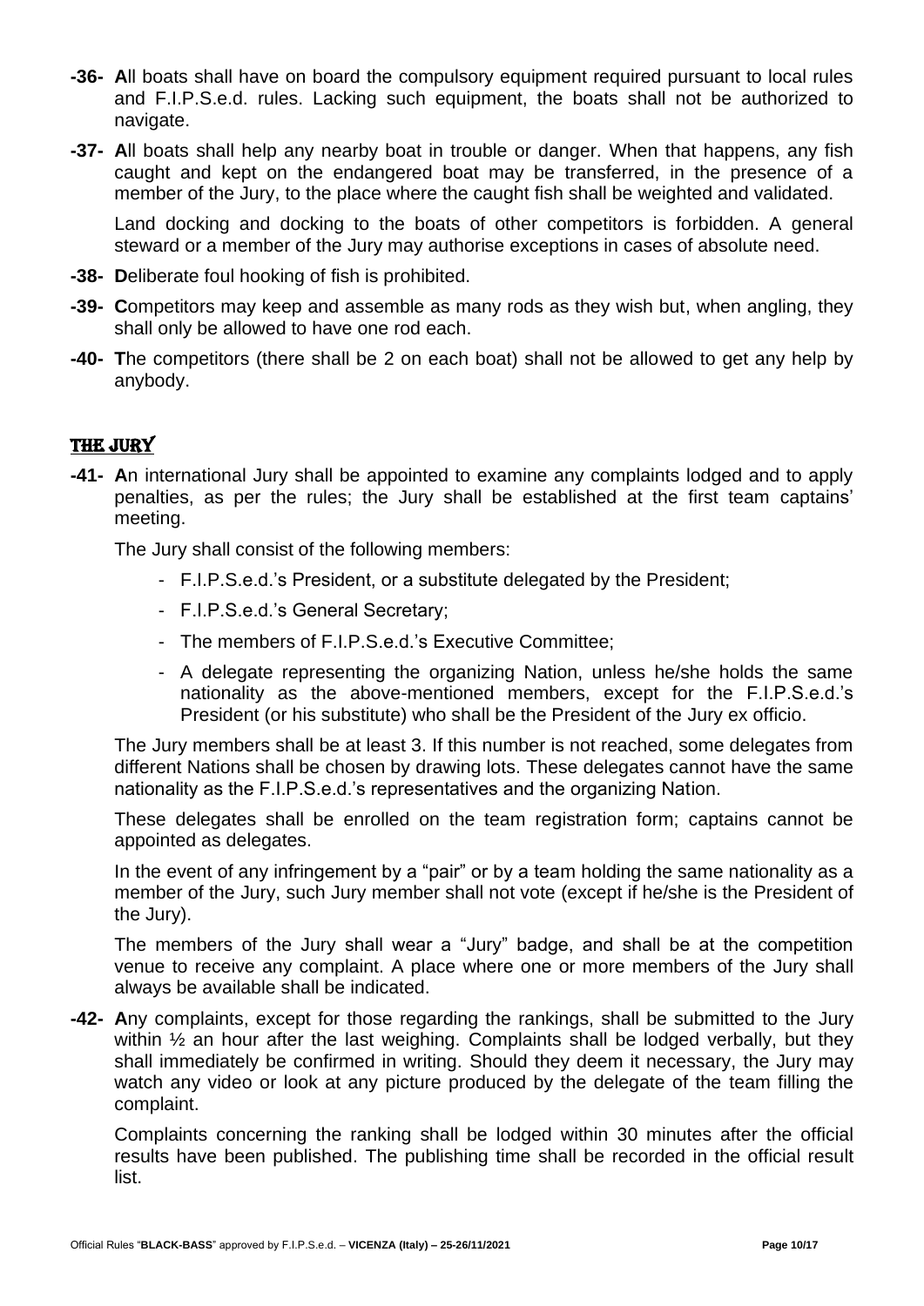**-36-** **A**ll boats shall have on board the compulsory equipment required pursuant to local rules and F.I.P.S.e.d. rules. Lacking such equipment, the boats shall not be authorized to navigate.

**-37-** **A**ll boats shall help any nearby boat in trouble or danger. When that happens, any fish caught and kept on the endangered boat may be transferred, in the presence of a member of the Jury, to the place where the caught fish shall be weighted and validated.

Land docking and docking to the boats of other competitors is forbidden. A general steward or a member of the Jury may authorise exceptions in cases of absolute need.

**-38-** **D**eliberate foul hooking of fish is prohibited.

**-39-** **C**ompetitors may keep and assemble as many rods as they wish but, when angling, they shall only be allowed to have one rod each.

**-40-** **T**he competitors (there shall be 2 on each boat) shall not be allowed to get any help by anybody.

## THE JURY

**-41-** **A**n international Jury shall be appointed to examine any complaints lodged and to apply penalties, as per the rules; the Jury shall be established at the first team captains' meeting.

The Jury shall consist of the following members:

- F.I.P.S.e.d.'s President, or a substitute delegated by the President;
- F.I.P.S.e.d.'s General Secretary;
- The members of F.I.P.S.e.d.'s Executive Committee;
- A delegate representing the organizing Nation, unless he/she holds the same nationality as the above-mentioned members, except for the F.I.P.S.e.d.'s President (or his substitute) who shall be the President of the Jury ex officio.

The Jury members shall be at least 3. If this number is not reached, some delegates from different Nations shall be chosen by drawing lots. These delegates cannot have the same nationality as the F.I.P.S.e.d.'s representatives and the organizing Nation.

These delegates shall be enrolled on the team registration form; captains cannot be appointed as delegates.

In the event of any infringement by a "pair" or by a team holding the same nationality as a member of the Jury, such Jury member shall not vote (except if he/she is the President of the Jury).

The members of the Jury shall wear a "Jury" badge, and shall be at the competition venue to receive any complaint. A place where one or more members of the Jury shall always be available shall be indicated.

**-42-** **A**ny complaints, except for those regarding the rankings, shall be submitted to the Jury within ½ an hour after the last weighing. Complaints shall be lodged verbally, but they shall immediately be confirmed in writing. Should they deem it necessary, the Jury may watch any video or look at any picture produced by the delegate of the team filling the complaint.

Complaints concerning the ranking shall be lodged within 30 minutes after the official results have been published. The publishing time shall be recorded in the official result list.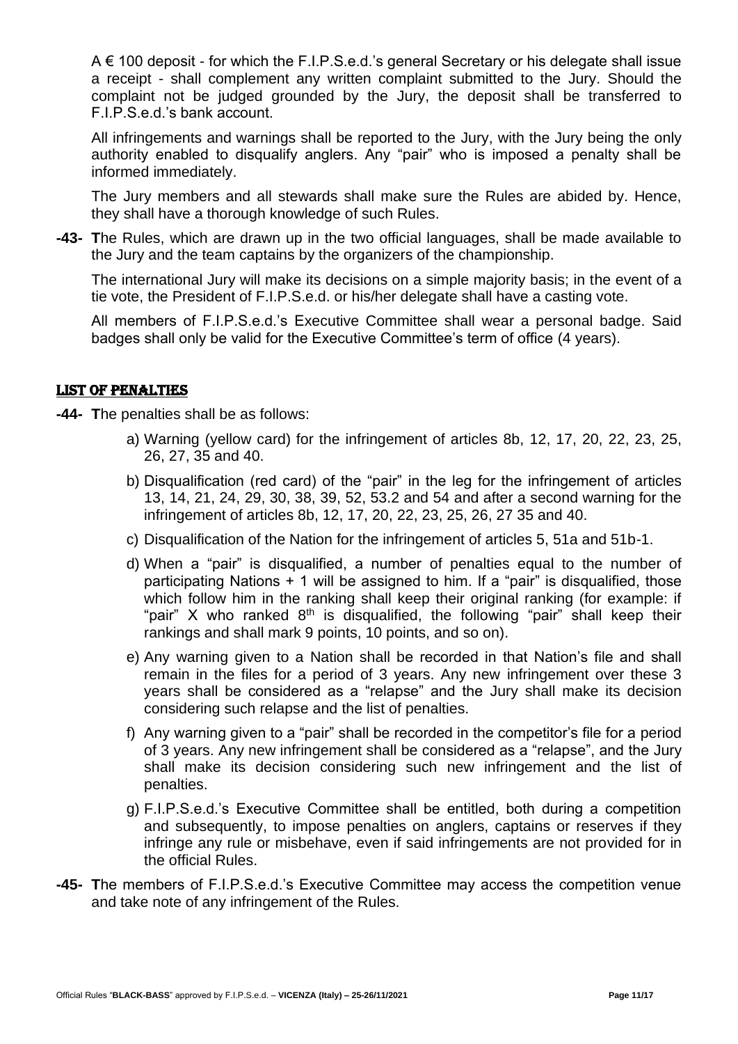A € 100 deposit - for which the F.I.P.S.e.d.'s general Secretary or his delegate shall issue a receipt - shall complement any written complaint submitted to the Jury. Should the complaint not be judged grounded by the Jury, the deposit shall be transferred to F.I.P.S.e.d.'s bank account.

All infringements and warnings shall be reported to the Jury, with the Jury being the only authority enabled to disqualify anglers. Any "pair" who is imposed a penalty shall be informed immediately.

The Jury members and all stewards shall make sure the Rules are abided by. Hence, they shall have a thorough knowledge of such Rules.

**-43- T**he Rules, which are drawn up in the two official languages, shall be made available to the Jury and the team captains by the organizers of the championship.

The international Jury will make its decisions on a simple majority basis; in the event of a tie vote, the President of F.I.P.S.e.d. or his/her delegate shall have a casting vote.

All members of F.I.P.S.e.d.'s Executive Committee shall wear a personal badge. Said badges shall only be valid for the Executive Committee's term of office (4 years).

## LIST OF PENALTIES

**-44- T**he penalties shall be as follows:

a) Warning (yellow card) for the infringement of articles 8b, 12, 17, 20, 22, 23, 25, 26, 27, 35 and 40.

b) Disqualification (red card) of the "pair" in the leg for the infringement of articles 13, 14, 21, 24, 29, 30, 38, 39, 52, 53.2 and 54 and after a second warning for the infringement of articles 8b, 12, 17, 20, 22, 23, 25, 26, 27 35 and 40.

c) Disqualification of the Nation for the infringement of articles 5, 51a and 51b-1.

d) When a "pair" is disqualified, a number of penalties equal to the number of participating Nations + 1 will be assigned to him. If a "pair" is disqualified, those which follow him in the ranking shall keep their original ranking (for example: if "pair" X who ranked 8th is disqualified, the following "pair" shall keep their rankings and shall mark 9 points, 10 points, and so on).

e) Any warning given to a Nation shall be recorded in that Nation's file and shall remain in the files for a period of 3 years. Any new infringement over these 3 years shall be considered as a "relapse" and the Jury shall make its decision considering such relapse and the list of penalties.

f) Any warning given to a "pair" shall be recorded in the competitor's file for a period of 3 years. Any new infringement shall be considered as a "relapse", and the Jury shall make its decision considering such new infringement and the list of penalties.

g) F.I.P.S.e.d.'s Executive Committee shall be entitled, both during a competition and subsequently, to impose penalties on anglers, captains or reserves if they infringe any rule or misbehave, even if said infringements are not provided for in the official Rules.

**-45- T**he members of F.I.P.S.e.d.'s Executive Committee may access the competition venue and take note of any infringement of the Rules.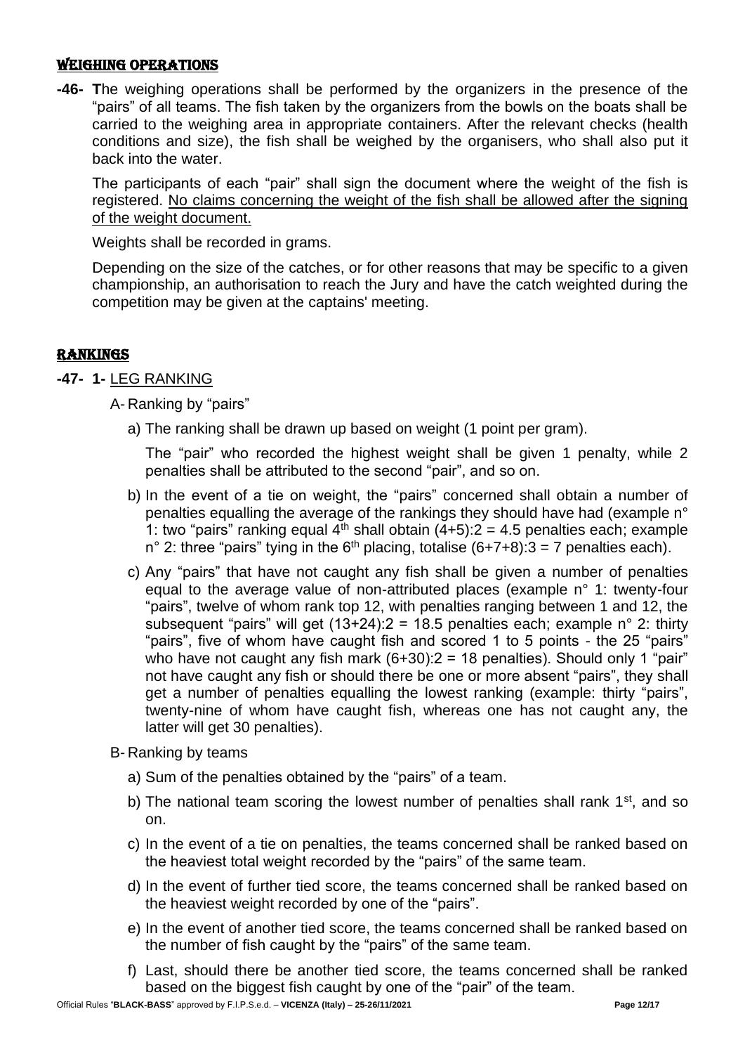## WEIGHING OPERATIONS

**-46- T**he weighing operations shall be performed by the organizers in the presence of the "pairs" of all teams. The fish taken by the organizers from the bowls on the boats shall be carried to the weighing area in appropriate containers. After the relevant checks (health conditions and size), the fish shall be weighed by the organisers, who shall also put it back into the water.

The participants of each "pair" shall sign the document where the weight of the fish is registered. <u>No claims concerning the weight of the fish shall be allowed after the signing of the weight document.</u>

Weights shall be recorded in grams.

Depending on the size of the catches, or for other reasons that may be specific to a given championship, an authorisation to reach the Jury and have the catch weighted during the competition may be given at the captains' meeting.

## RANKINGS

**-47- 1-** <u>LEG RANKING</u>

A- Ranking by "pairs"

a) The ranking shall be drawn up based on weight (1 point per gram).

The "pair" who recorded the highest weight shall be given 1 penalty, while 2 penalties shall be attributed to the second "pair", and so on.

b) In the event of a tie on weight, the "pairs" concerned shall obtain a number of penalties equalling the average of the rankings they should have had (example n° 1: two "pairs" ranking equal 4th shall obtain (4+5):2 = 4.5 penalties each; example n° 2: three "pairs" tying in the 6th placing, totalise (6+7+8):3 = 7 penalties each).

c) Any "pairs" that have not caught any fish shall be given a number of penalties equal to the average value of non-attributed places (example n° 1: twenty-four "pairs", twelve of whom rank top 12, with penalties ranging between 1 and 12, the subsequent "pairs" will get (13+24):2 = 18.5 penalties each; example n° 2: thirty "pairs", five of whom have caught fish and scored 1 to 5 points - the 25 "pairs" who have not caught any fish mark (6+30):2 = 18 penalties). Should only 1 "pair" not have caught any fish or should there be one or more absent "pairs", they shall get a number of penalties equalling the lowest ranking (example: thirty "pairs", twenty-nine of whom have caught fish, whereas one has not caught any, the latter will get 30 penalties).

B- Ranking by teams

a) Sum of the penalties obtained by the "pairs" of a team.

b) The national team scoring the lowest number of penalties shall rank 1st, and so on.

c) In the event of a tie on penalties, the teams concerned shall be ranked based on the heaviest total weight recorded by the "pairs" of the same team.

d) In the event of further tied score, the teams concerned shall be ranked based on the heaviest weight recorded by one of the "pairs".

e) In the event of another tied score, the teams concerned shall be ranked based on the number of fish caught by the "pairs" of the same team.

f) Last, should there be another tied score, the teams concerned shall be ranked based on the biggest fish caught by one of the "pair" of the team.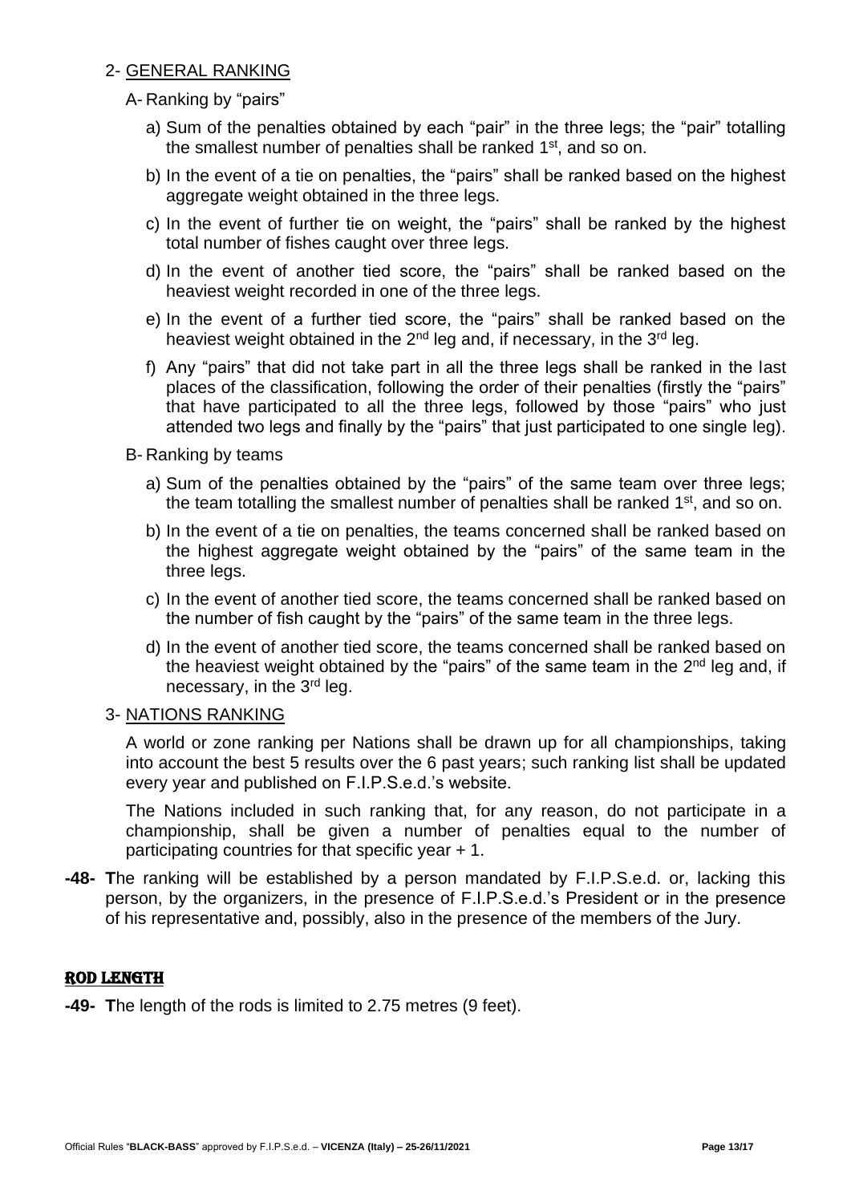2- GENERAL RANKING

A- Ranking by "pairs"

a) Sum of the penalties obtained by each "pair" in the three legs; the "pair" totalling the smallest number of penalties shall be ranked 1st, and so on.

b) In the event of a tie on penalties, the "pairs" shall be ranked based on the highest aggregate weight obtained in the three legs.

c) In the event of further tie on weight, the "pairs" shall be ranked by the highest total number of fishes caught over three legs.

d) In the event of another tied score, the "pairs" shall be ranked based on the heaviest weight recorded in one of the three legs.

e) In the event of a further tied score, the "pairs" shall be ranked based on the heaviest weight obtained in the 2nd leg and, if necessary, in the 3rd leg.

f) Any "pairs" that did not take part in all the three legs shall be ranked in the last places of the classification, following the order of their penalties (firstly the "pairs" that have participated to all the three legs, followed by those "pairs" who just attended two legs and finally by the "pairs" that just participated to one single leg).

B- Ranking by teams

a) Sum of the penalties obtained by the "pairs" of the same team over three legs; the team totalling the smallest number of penalties shall be ranked 1st, and so on.

b) In the event of a tie on penalties, the teams concerned shall be ranked based on the highest aggregate weight obtained by the "pairs" of the same team in the three legs.

c) In the event of another tied score, the teams concerned shall be ranked based on the number of fish caught by the "pairs" of the same team in the three legs.

d) In the event of another tied score, the teams concerned shall be ranked based on the heaviest weight obtained by the "pairs" of the same team in the 2nd leg and, if necessary, in the 3rd leg.

3- NATIONS RANKING

A world or zone ranking per Nations shall be drawn up for all championships, taking into account the best 5 results over the 6 past years; such ranking list shall be updated every year and published on F.I.P.S.e.d.'s website.

The Nations included in such ranking that, for any reason, do not participate in a championship, shall be given a number of penalties equal to the number of participating countries for that specific year + 1.

**-48- T**he ranking will be established by a person mandated by F.I.P.S.e.d. or, lacking this person, by the organizers, in the presence of F.I.P.S.e.d.'s President or in the presence of his representative and, possibly, also in the presence of the members of the Jury.

## ROD LENGTH

**-49- T**he length of the rods is limited to 2.75 metres (9 feet).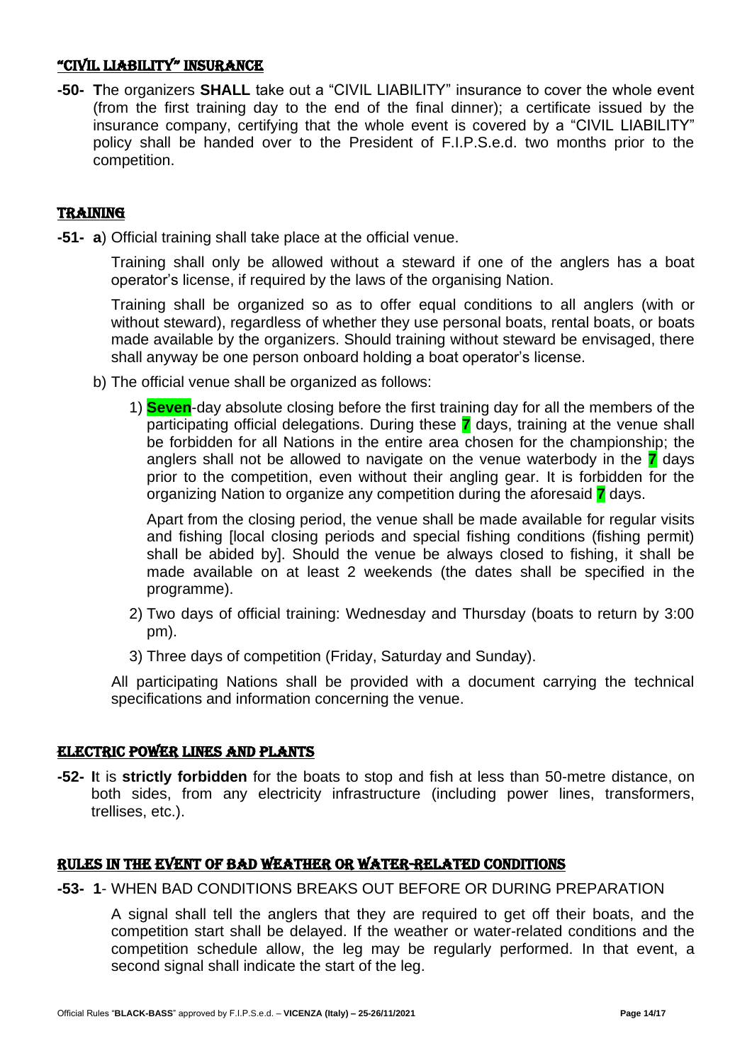## "CIVIL LIABILITY" INSURANCE

**-50- T**he organizers **SHALL** take out a "CIVIL LIABILITY" insurance to cover the whole event (from the first training day to the end of the final dinner); a certificate issued by the insurance company, certifying that the whole event is covered by a "CIVIL LIABILITY" policy shall be handed over to the President of F.I.P.S.e.d. two months prior to the competition.

## TRAINING

**-51- a**) Official training shall take place at the official venue.

Training shall only be allowed without a steward if one of the anglers has a boat operator's license, if required by the laws of the organising Nation.

Training shall be organized so as to offer equal conditions to all anglers (with or without steward), regardless of whether they use personal boats, rental boats, or boats made available by the organizers. Should training without steward be envisaged, there shall anyway be one person onboard holding a boat operator's license.

b) The official venue shall be organized as follows:

1) **Seven**-day absolute closing before the first training day for all the members of the participating official delegations. During these **7** days, training at the venue shall be forbidden for all Nations in the entire area chosen for the championship; the anglers shall not be allowed to navigate on the venue waterbody in the **7** days prior to the competition, even without their angling gear. It is forbidden for the organizing Nation to organize any competition during the aforesaid **7** days.

   Apart from the closing period, the venue shall be made available for regular visits and fishing [local closing periods and special fishing conditions (fishing permit) shall be abided by]. Should the venue be always closed to fishing, it shall be made available on at least 2 weekends (the dates shall be specified in the programme).

2) Two days of official training: Wednesday and Thursday (boats to return by 3:00 pm).

3) Three days of competition (Friday, Saturday and Sunday).

All participating Nations shall be provided with a document carrying the technical specifications and information concerning the venue.

## ELECTRIC POWER LINES AND PLANTS

**-52- I**t is **strictly forbidden** for the boats to stop and fish at less than 50-metre distance, on both sides, from any electricity infrastructure (including power lines, transformers, trellises, etc.).

## RULES IN THE EVENT OF BAD WEATHER OR WATER-RELATED CONDITIONS

**-53- 1**- WHEN BAD CONDITIONS BREAKS OUT BEFORE OR DURING PREPARATION

A signal shall tell the anglers that they are required to get off their boats, and the competition start shall be delayed. If the weather or water-related conditions and the competition schedule allow, the leg may be regularly performed. In that event, a second signal shall indicate the start of the leg.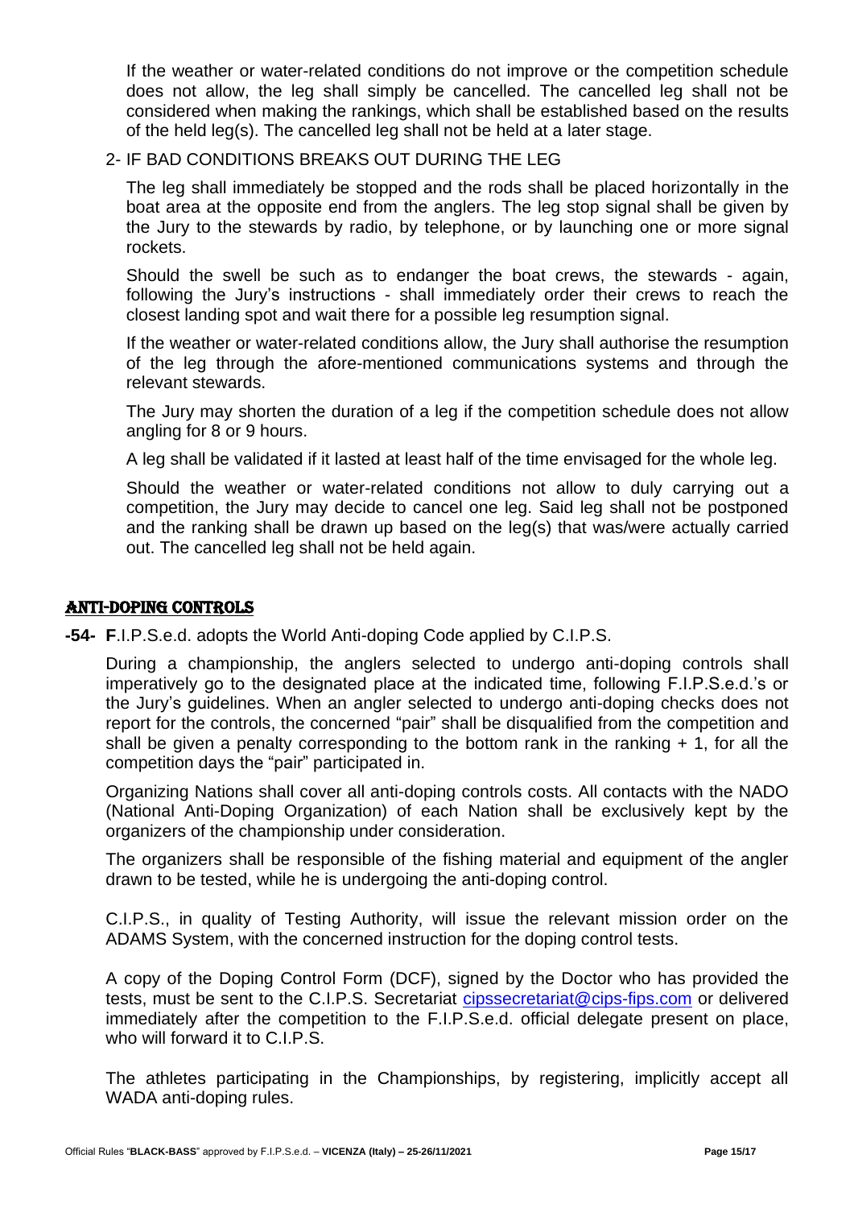If the weather or water-related conditions do not improve or the competition schedule does not allow, the leg shall simply be cancelled. The cancelled leg shall not be considered when making the rankings, which shall be established based on the results of the held leg(s). The cancelled leg shall not be held at a later stage.

2- IF BAD CONDITIONS BREAKS OUT DURING THE LEG

The leg shall immediately be stopped and the rods shall be placed horizontally in the boat area at the opposite end from the anglers. The leg stop signal shall be given by the Jury to the stewards by radio, by telephone, or by launching one or more signal rockets.

Should the swell be such as to endanger the boat crews, the stewards - again, following the Jury's instructions - shall immediately order their crews to reach the closest landing spot and wait there for a possible leg resumption signal.

If the weather or water-related conditions allow, the Jury shall authorise the resumption of the leg through the afore-mentioned communications systems and through the relevant stewards.

The Jury may shorten the duration of a leg if the competition schedule does not allow angling for 8 or 9 hours.

A leg shall be validated if it lasted at least half of the time envisaged for the whole leg.

Should the weather or water-related conditions not allow to duly carrying out a competition, the Jury may decide to cancel one leg. Said leg shall not be postponed and the ranking shall be drawn up based on the leg(s) that was/were actually carried out. The cancelled leg shall not be held again.

## ANTI-DOPING CONTROLS

**-54- F**.I.P.S.e.d. adopts the World Anti-doping Code applied by C.I.P.S.

During a championship, the anglers selected to undergo anti-doping controls shall imperatively go to the designated place at the indicated time, following F.I.P.S.e.d.'s or the Jury's guidelines. When an angler selected to undergo anti-doping checks does not report for the controls, the concerned "pair" shall be disqualified from the competition and shall be given a penalty corresponding to the bottom rank in the ranking + 1, for all the competition days the "pair" participated in.

Organizing Nations shall cover all anti-doping controls costs. All contacts with the NADO (National Anti-Doping Organization) of each Nation shall be exclusively kept by the organizers of the championship under consideration.

The organizers shall be responsible of the fishing material and equipment of the angler drawn to be tested, while he is undergoing the anti-doping control.

C.I.P.S., in quality of Testing Authority, will issue the relevant mission order on the ADAMS System, with the concerned instruction for the doping control tests.

A copy of the Doping Control Form (DCF), signed by the Doctor who has provided the tests, must be sent to the C.I.P.S. Secretariat cipssecretariat@cips-fips.com or delivered immediately after the competition to the F.I.P.S.e.d. official delegate present on place, who will forward it to C.I.P.S.

The athletes participating in the Championships, by registering, implicitly accept all WADA anti-doping rules.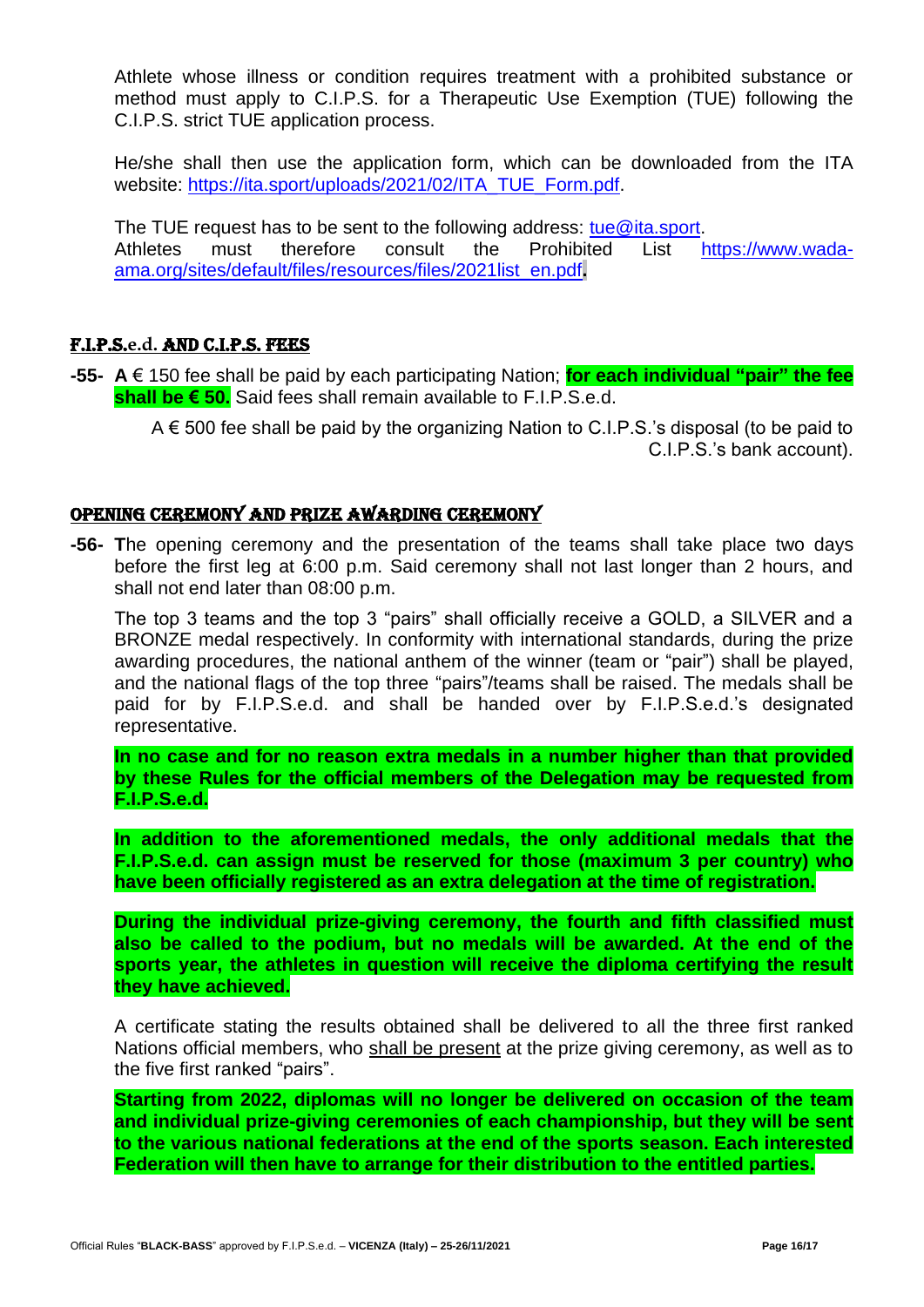Athlete whose illness or condition requires treatment with a prohibited substance or method must apply to C.I.P.S. for a Therapeutic Use Exemption (TUE) following the C.I.P.S. strict TUE application process.

He/she shall then use the application form, which can be downloaded from the ITA website: https://ita.sport/uploads/2021/02/ITA_TUE_Form.pdf.

The TUE request has to be sent to the following address: tue@ita.sport.
Athletes must therefore consult the Prohibited List https://www.wada-ama.org/sites/default/files/resources/files/2021list_en.pdf.

## F.I.P.S.e.d. AND C.I.P.S. FEES

**-55- A** € 150 fee shall be paid by each participating Nation; **for each individual "pair" the fee shall be € 50.** Said fees shall remain available to F.I.P.S.e.d.

A € 500 fee shall be paid by the organizing Nation to C.I.P.S.'s disposal (to be paid to C.I.P.S.'s bank account).

## OPENING CEREMONY AND PRIZE AWARDING CEREMONY

**-56- T**he opening ceremony and the presentation of the teams shall take place two days before the first leg at 6:00 p.m. Said ceremony shall not last longer than 2 hours, and shall not end later than 08:00 p.m.

The top 3 teams and the top 3 "pairs" shall officially receive a GOLD, a SILVER and a BRONZE medal respectively. In conformity with international standards, during the prize awarding procedures, the national anthem of the winner (team or "pair") shall be played, and the national flags of the top three "pairs"/teams shall be raised. The medals shall be paid for by F.I.P.S.e.d. and shall be handed over by F.I.P.S.e.d.'s designated representative.

**In no case and for no reason extra medals in a number higher than that provided by these Rules for the official members of the Delegation may be requested from F.I.P.S.e.d.**

**In addition to the aforementioned medals, the only additional medals that the F.I.P.S.e.d. can assign must be reserved for those (maximum 3 per country) who have been officially registered as an extra delegation at the time of registration.**

**During the individual prize-giving ceremony, the fourth and fifth classified must also be called to the podium, but no medals will be awarded. At the end of the sports year, the athletes in question will receive the diploma certifying the result they have achieved.**

A certificate stating the results obtained shall be delivered to all the three first ranked Nations official members, who shall be present at the prize giving ceremony, as well as to the five first ranked "pairs".

**Starting from 2022, diplomas will no longer be delivered on occasion of the team and individual prize-giving ceremonies of each championship, but they will be sent to the various national federations at the end of the sports season. Each interested Federation will then have to arrange for their distribution to the entitled parties.**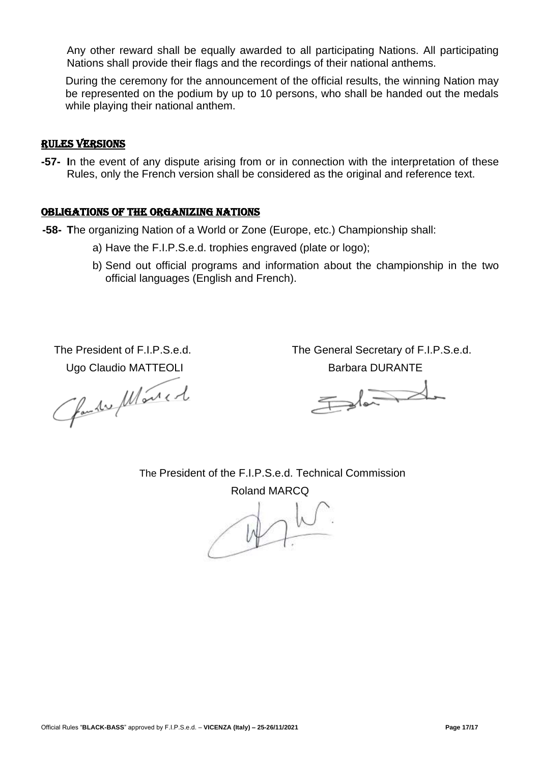Any other reward shall be equally awarded to all participating Nations. All participating Nations shall provide their flags and the recordings of their national anthems.

During the ceremony for the announcement of the official results, the winning Nation may be represented on the podium by up to 10 persons, who shall be handed out the medals while playing their national anthem.

## RULES VERSIONS

**-57- I**n the event of any dispute arising from or in connection with the interpretation of these Rules, only the French version shall be considered as the original and reference text.

## OBLIGATIONS OF THE ORGANIZING NATIONS

**-58- T**he organizing Nation of a World or Zone (Europe, etc.) Championship shall:

a) Have the F.I.P.S.e.d. trophies engraved (plate or logo);

b) Send out official programs and information about the championship in the two official languages (English and French).

The President of F.I.P.S.e.d.
Ugo Claudio MATTEOLI

The General Secretary of F.I.P.S.e.d.
Barbara DURANTE

The President of the F.I.P.S.e.d. Technical Commission
Roland MARCQ